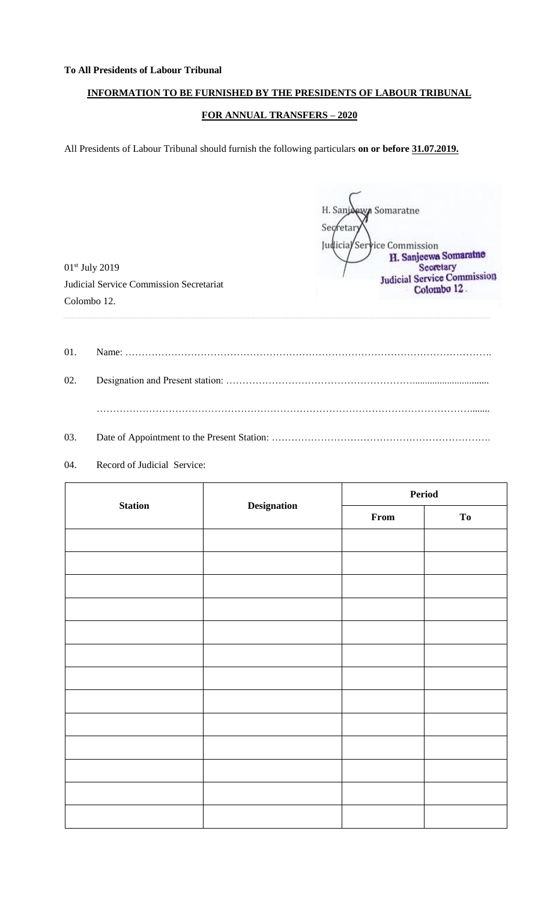**To All Presidents of Labour Tribunal**

**INFORMATION TO BE FURNISHED BY THE PRESIDENTS OF LABOUR TRIBUNAL**

**FOR ANNUAL TRANSFERS – 2020**

All Presidents of Labour Tribunal should furnish the following particulars **on or before 31.07.2019.**

H. Sanjeewa Somaratne
Secretary
Judicial Service Commission

H. Sanjeewa Somaratne
Secretary
Judicial Service Commission
Colombo 12.

01st July 2019
Judicial Service Commission Secretariat
Colombo 12.

01. Name: ……………………………………………………………………………………………………

02. Designation and Present station: ……………………………………………………………………

……………………………………………………………………………………………………………

03. Date of Appointment to the Present Station: …………………………………………………………

04. Record of Judicial Service:

| Station | Designation | Period | |
|---|---|---|---|
| | | From | To |
| | | | |
| | | | |
| | | | |
| | | | |
| | | | |
| | | | |
| | | | |
| | | | |
| | | | |
| | | | |
| | | | |
| | | | |
| | | | |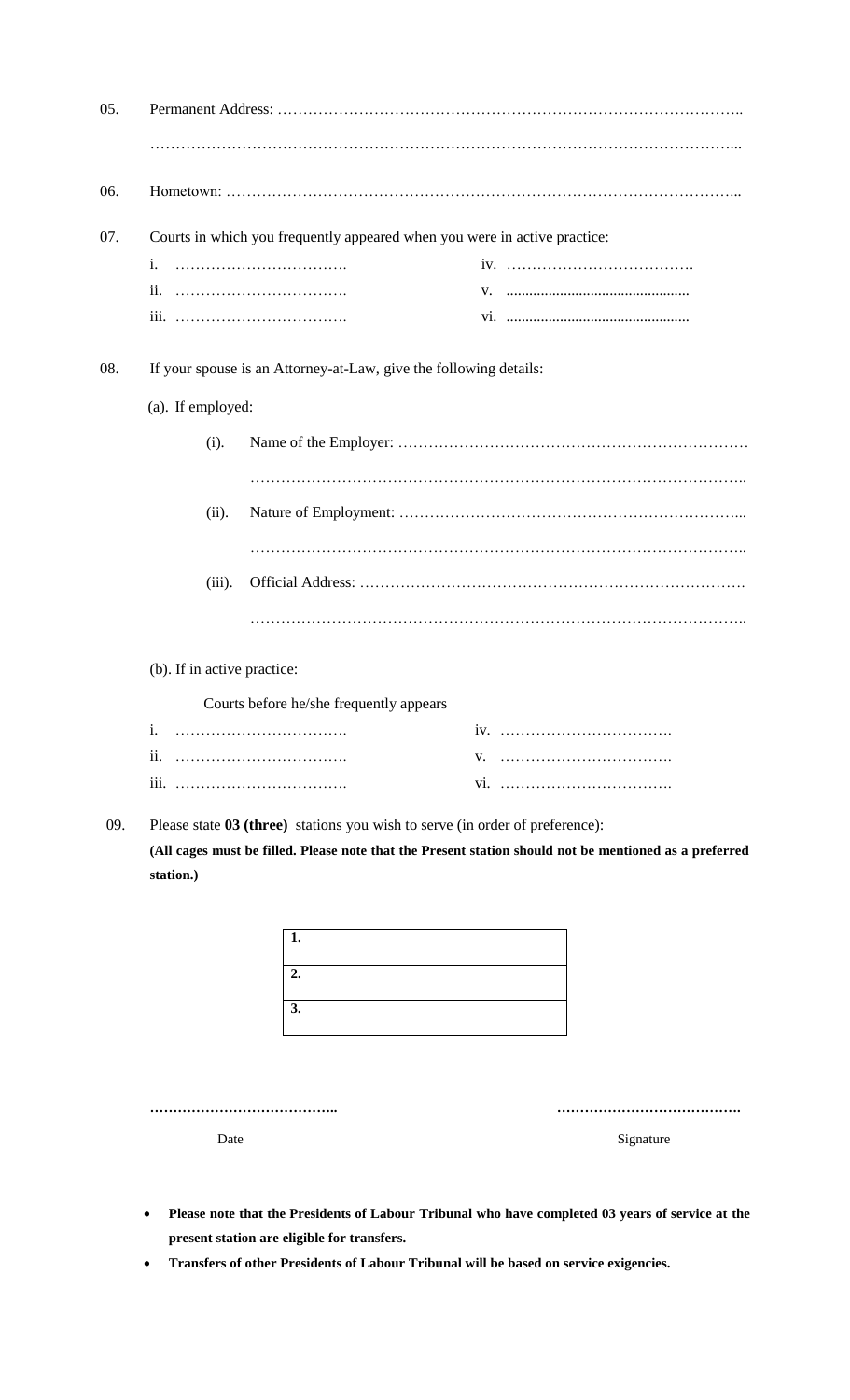05. Permanent Address: ……………………………………………………………………………..

…………………………………………………………………………………………………...

06. Hometown: ………………………………………………………………………………………...

07. Courts in which you frequently appeared when you were in active practice:

| | |
|---|---|
| i. ……………………………. | iv. ……………………………… |
| ii. ……………………………. | v. ............................................... |
| iii. ……………………………. | vi. ............................................... |

08. If your spouse is an Attorney-at-Law, give the following details:

(a). If employed:

(i). Name of the Employer: ……………………………………………………………

……………………………………………………………………………………..

(ii). Nature of Employment: …………………………………………………………...

……………………………………………………………………………………..

(iii). Official Address: ………………………………………………………………….

……………………………………………………………………………………..

(b). If in active practice:

Courts before he/she frequently appears

| | |
|---|---|
| i. ……………………………. | iv. ……………………………. |
| ii. ……………………………. | v. ……………………………. |
| iii. ……………………………. | vi. ……………………………. |

09. Please state **03 (three)** stations you wish to serve (in order of preference):

**(All cages must be filled. Please note that the Present station should not be mentioned as a preferred station.)**

| |
|---|
| **1.** |
| **2.** |
| **3.** |

**…………………………………..** **………………………………….**

Date Signature

- **Please note that the Presidents of Labour Tribunal who have completed 03 years of service at the present station are eligible for transfers.**
- **Transfers of other Presidents of Labour Tribunal will be based on service exigencies.**